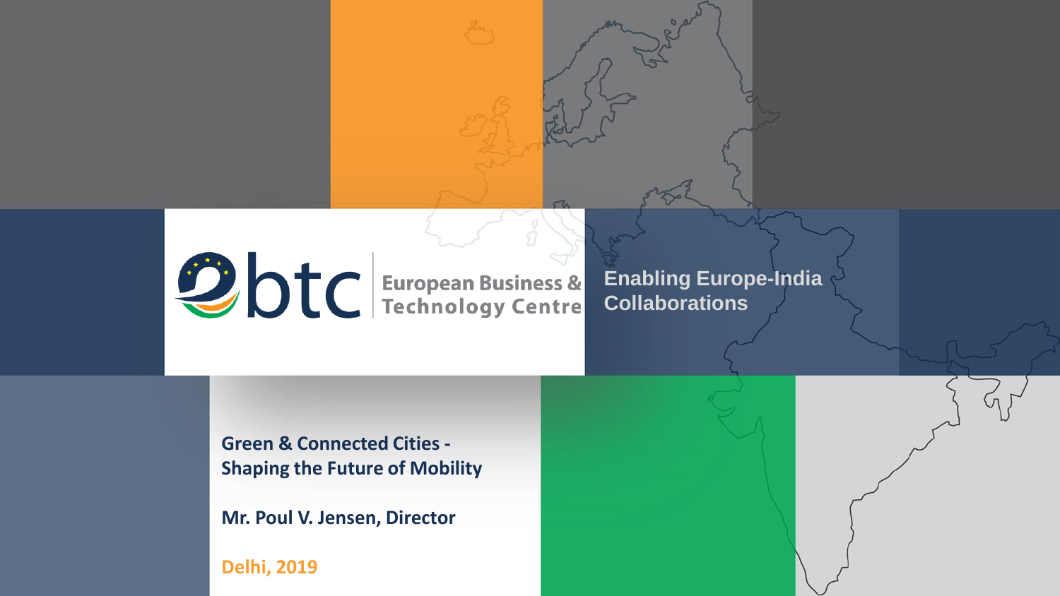ebtc European Business & Technology Centre

Enabling Europe-India Collaborations

# Green & Connected Cities - Shaping the Future of Mobility

**Mr. Poul V. Jensen, Director**

**Delhi, 2019**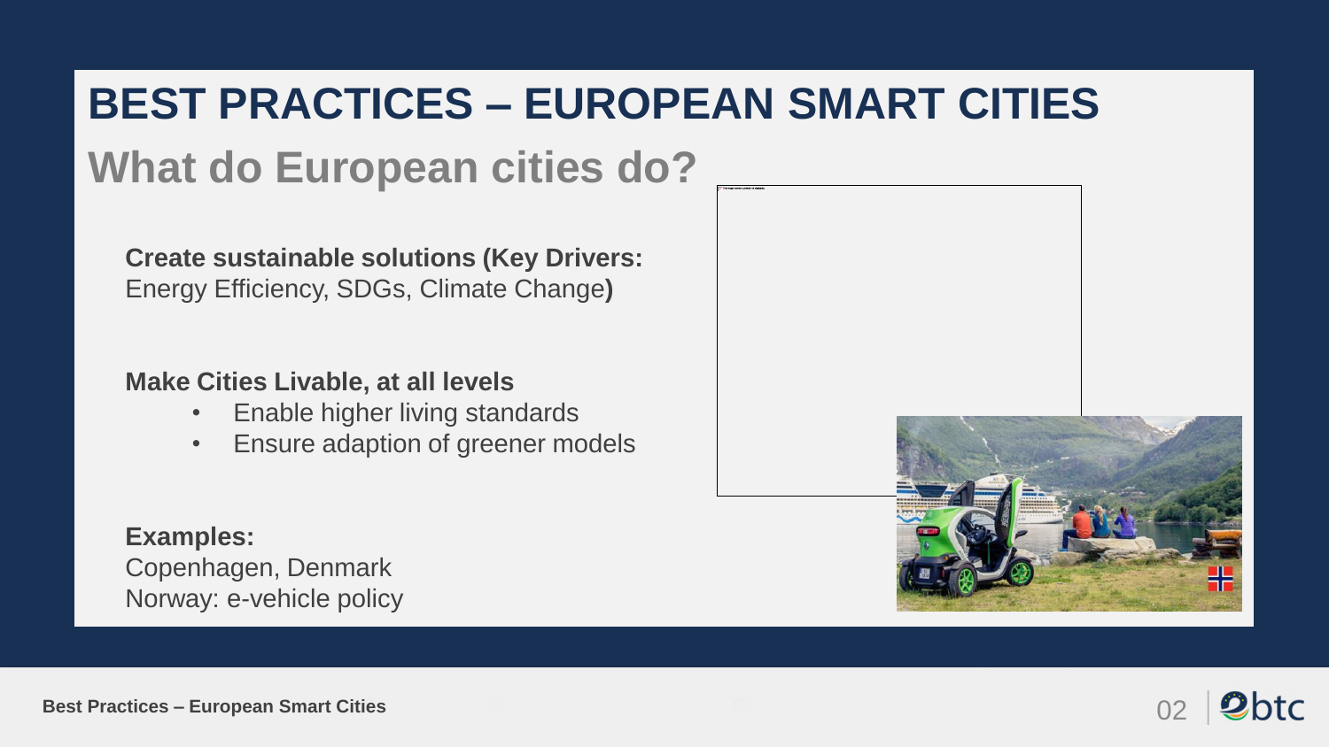# BEST PRACTICES – EUROPEAN SMART CITIES

## What do European cities do?

**Create sustainable solutions (Key Drivers:** Energy Efficiency, SDGs, Climate Change**)**

**Make Cities Livable, at all levels**

- Enable higher living standards
- Ensure adaption of greener models

**Examples:**
Copenhagen, Denmark
Norway: e-vehicle policy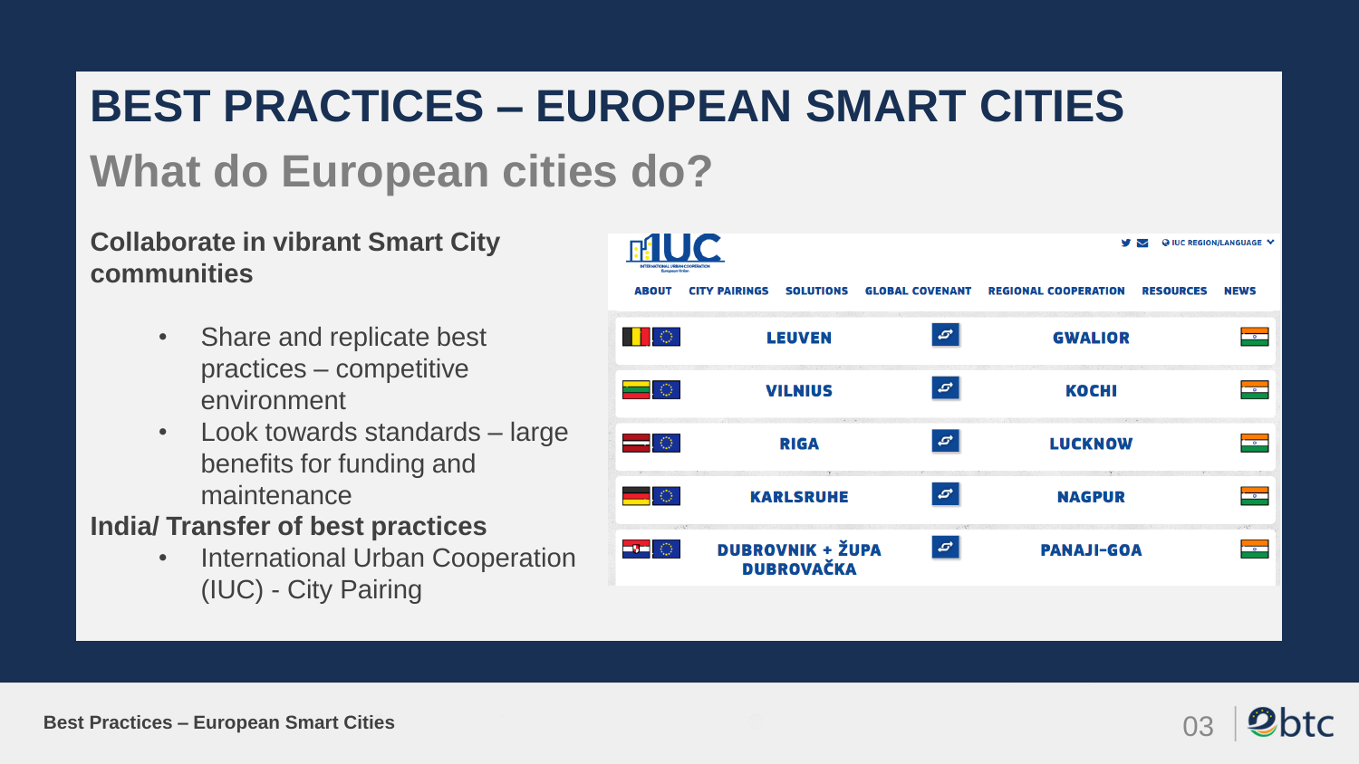# BEST PRACTICES – EUROPEAN SMART CITIES

## What do European cities do?

**Collaborate in vibrant Smart City communities**

- Share and replicate best practices – competitive environment
- Look towards standards – large benefits for funding and maintenance

**India/ Transfer of best practices**

- International Urban Cooperation (IUC) - City Pairing

IUC

ABOUT | CITY PAIRINGS | SOLUTIONS | GLOBAL COVENANT | REGIONAL COOPERATION | RESOURCES | NEWS

IUC REGION/LANGUAGE

| European city | Indian city |
|---|---|
| LEUVEN | GWALIOR |
| VILNIUS | KOCHI |
| RIGA | LUCKNOW |
| KARLSRUHE | NAGPUR |
| DUBROVNIK + ŽUPA DUBROVAČKA | PANAJI-GOA |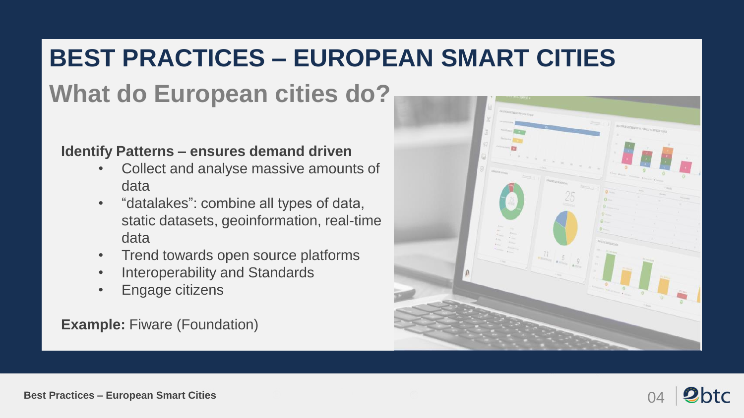# BEST PRACTICES – EUROPEAN SMART CITIES

## What do European cities do?

**Identify Patterns – ensures demand driven**

- Collect and analyse massive amounts of data
- "datalakes": combine all types of data, static datasets, geoinformation, real-time data
- Trend towards open source platforms
- Interoperability and Standards
- Engage citizens

**Example:** Fiware (Foundation)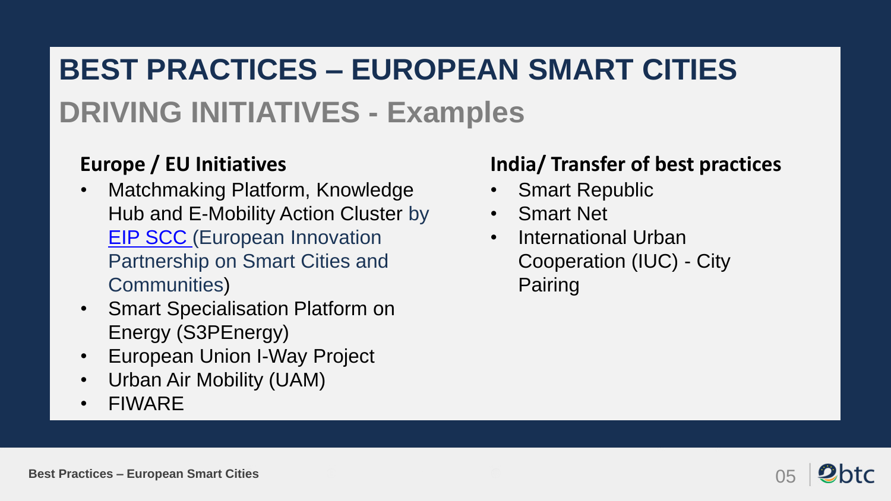# BEST PRACTICES – EUROPEAN SMART CITIES

## DRIVING INITIATIVES - Examples

### Europe / EU Initiatives

- Matchmaking Platform, Knowledge Hub and E-Mobility Action Cluster by EIP SCC (European Innovation Partnership on Smart Cities and Communities)
- Smart Specialisation Platform on Energy (S3PEnergy)
- European Union I-Way Project
- Urban Air Mobility (UAM)
- FIWARE

### India/ Transfer of best practices

- Smart Republic
- Smart Net
- International Urban Cooperation (IUC) - City Pairing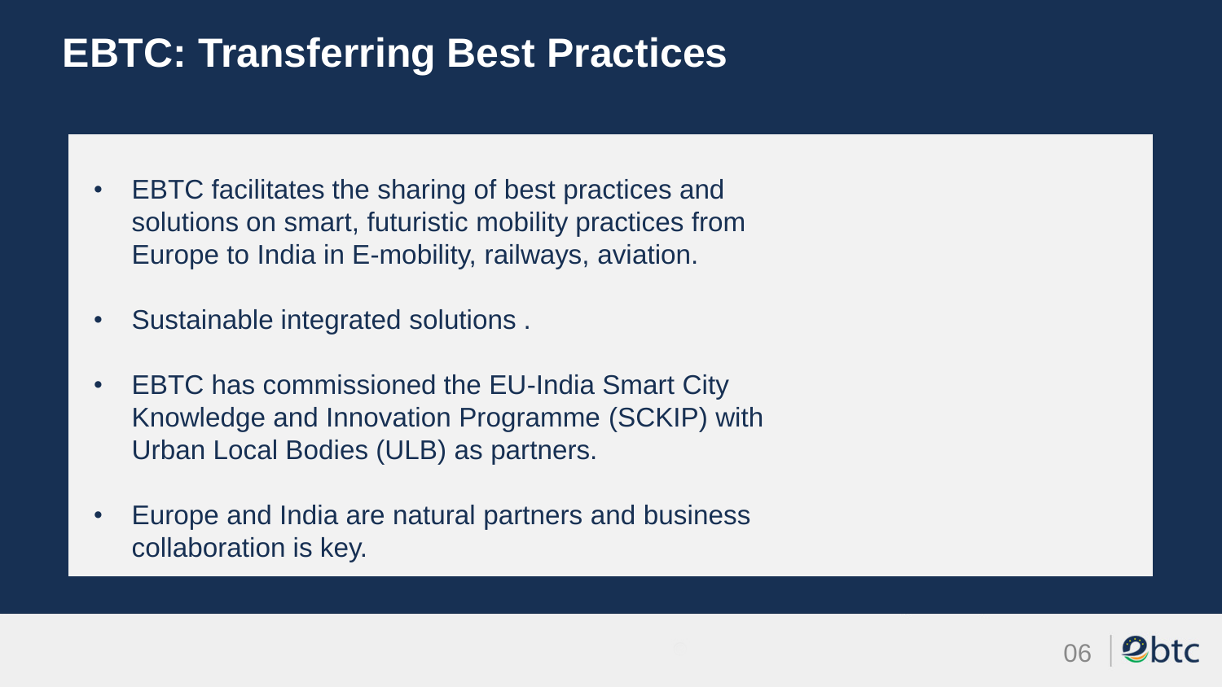# EBTC: Transferring Best Practices

- EBTC facilitates the sharing of best practices and solutions on smart, futuristic mobility practices from Europe to India in E-mobility, railways, aviation.
- Sustainable integrated solutions .
- EBTC has commissioned the EU-India Smart City Knowledge and Innovation Programme (SCKIP) with Urban Local Bodies (ULB) as partners.
- Europe and India are natural partners and business collaboration is key.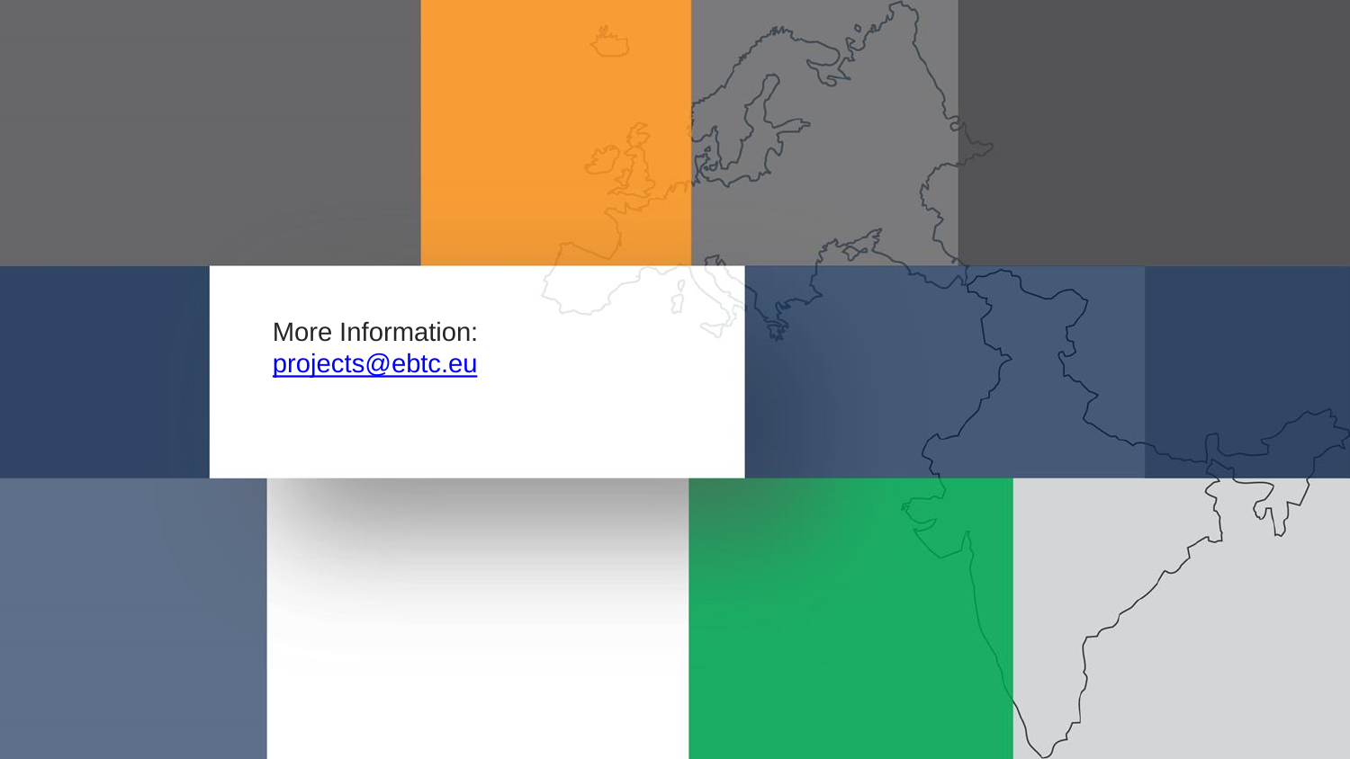More Information:
[projects@ebtc.eu](mailto:projects@ebtc.eu)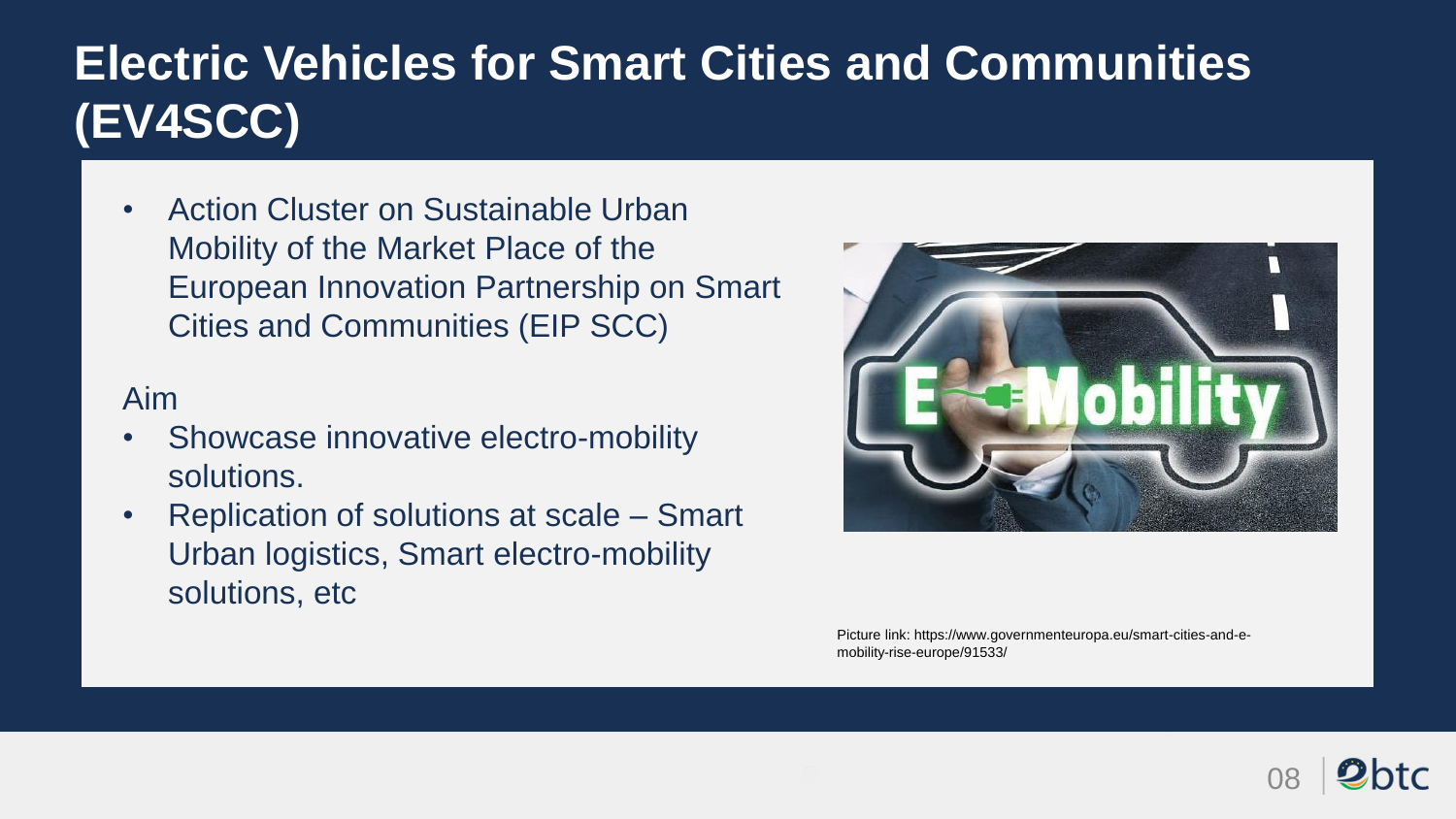# Electric Vehicles for Smart Cities and Communities (EV4SCC)

- Action Cluster on Sustainable Urban Mobility of the Market Place of the European Innovation Partnership on Smart Cities and Communities (EIP SCC)

Aim

- Showcase innovative electro-mobility solutions.
- Replication of solutions at scale – Smart Urban logistics, Smart electro-mobility solutions, etc

Picture link: https://www.governmenteuropa.eu/smart-cities-and-e-mobility-rise-europe/91533/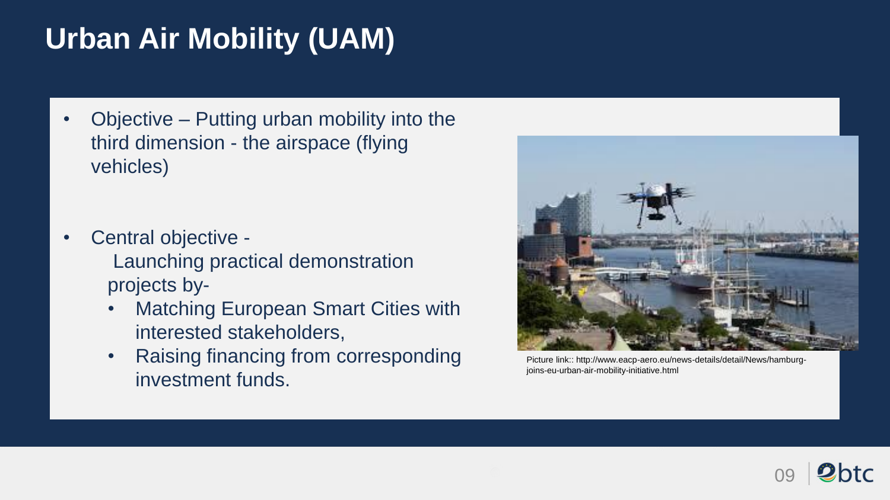# Urban Air Mobility (UAM)

- Objective – Putting urban mobility into the third dimension - the airspace (flying vehicles)

- Central objective - Launching practical demonstration projects by-
  - Matching European Smart Cities with interested stakeholders,
  - Raising financing from corresponding investment funds.

Picture link:: http://www.eacp-aero.eu/news-details/detail/News/hamburg-joins-eu-urban-air-mobility-initiative.html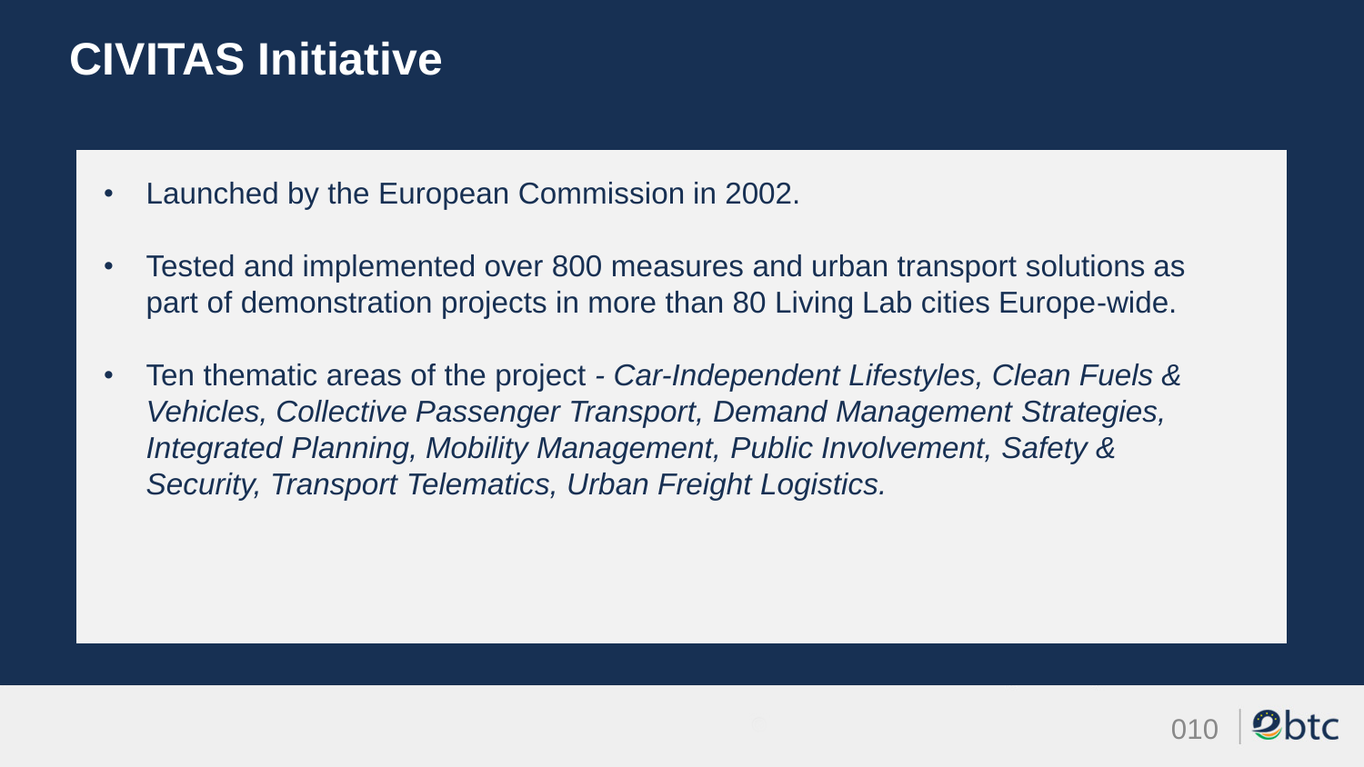# CIVITAS Initiative

- Launched by the European Commission in 2002.
- Tested and implemented over 800 measures and urban transport solutions as part of demonstration projects in more than 80 Living Lab cities Europe-wide.
- Ten thematic areas of the project - *Car-Independent Lifestyles, Clean Fuels & Vehicles, Collective Passenger Transport, Demand Management Strategies, Integrated Planning, Mobility Management, Public Involvement, Safety & Security, Transport Telematics, Urban Freight Logistics.*